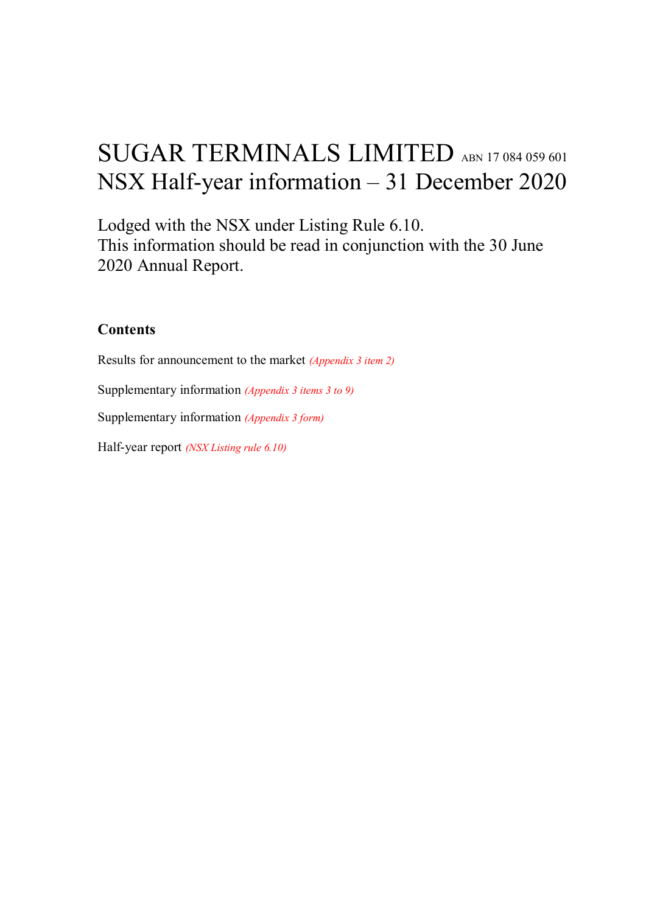# SUGAR TERMINALS LIMITED ABN 17 084 059 601
# NSX Half-year information – 31 December 2020

Lodged with the NSX under Listing Rule 6.10.
This information should be read in conjunction with the 30 June 2020 Annual Report.

**Contents**

Results for announcement to the market *(Appendix 3 item 2)*

Supplementary information *(Appendix 3 items 3 to 9)*

Supplementary information *(Appendix 3 form)*

Half-year report *(NSX Listing rule 6.10)*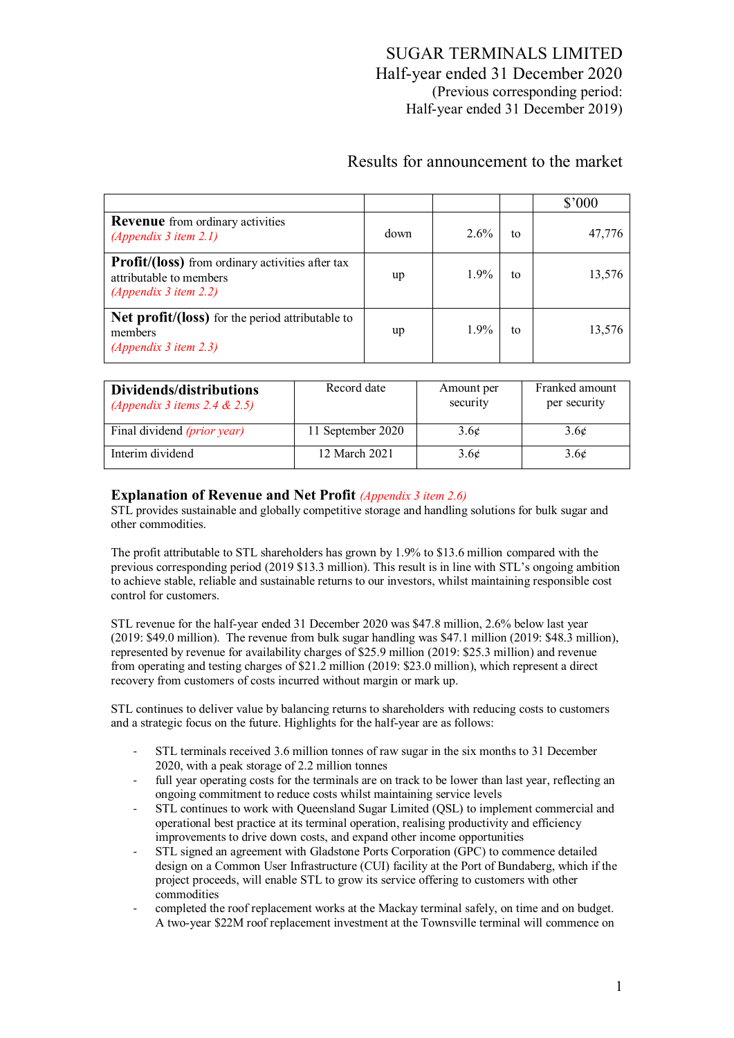# SUGAR TERMINALS LIMITED

## Half-year ended 31 December 2020

(Previous corresponding period:
Half-year ended 31 December 2019)

## Results for announcement to the market

| | | | | $'000 |
|---|---|---|---|---|
| **Revenue** from ordinary activities *(Appendix 3 item 2.1)* | down | 2.6% | to | 47,776 |
| **Profit/(loss)** from ordinary activities after tax attributable to members *(Appendix 3 item 2.2)* | up | 1.9% | to | 13,576 |
| **Net profit/(loss)** for the period attributable to members *(Appendix 3 item 2.3)* | up | 1.9% | to | 13,576 |

| **Dividends/distributions** *(Appendix 3 items 2.4 & 2.5)* | Record date | Amount per security | Franked amount per security |
|---|---|---|---|
| Final dividend *(prior year)* | 11 September 2020 | 3.6¢ | 3.6¢ |
| Interim dividend | 12 March 2021 | 3.6¢ | 3.6¢ |

### Explanation of Revenue and Net Profit *(Appendix 3 item 2.6)*

STL provides sustainable and globally competitive storage and handling solutions for bulk sugar and other commodities.

The profit attributable to STL shareholders has grown by 1.9% to $13.6 million compared with the previous corresponding period (2019 $13.3 million). This result is in line with STL's ongoing ambition to achieve stable, reliable and sustainable returns to our investors, whilst maintaining responsible cost control for customers.

STL revenue for the half-year ended 31 December 2020 was $47.8 million, 2.6% below last year (2019: $49.0 million). The revenue from bulk sugar handling was $47.1 million (2019: $48.3 million), represented by revenue for availability charges of $25.9 million (2019: $25.3 million) and revenue from operating and testing charges of $21.2 million (2019: $23.0 million), which represent a direct recovery from customers of costs incurred without margin or mark up.

STL continues to deliver value by balancing returns to shareholders with reducing costs to customers and a strategic focus on the future. Highlights for the half-year are as follows:

- STL terminals received 3.6 million tonnes of raw sugar in the six months to 31 December 2020, with a peak storage of 2.2 million tonnes
- full year operating costs for the terminals are on track to be lower than last year, reflecting an ongoing commitment to reduce costs whilst maintaining service levels
- STL continues to work with Queensland Sugar Limited (QSL) to implement commercial and operational best practice at its terminal operation, realising productivity and efficiency improvements to drive down costs, and expand other income opportunities
- STL signed an agreement with Gladstone Ports Corporation (GPC) to commence detailed design on a Common User Infrastructure (CUI) facility at the Port of Bundaberg, which if the project proceeds, will enable STL to grow its service offering to customers with other commodities
- completed the roof replacement works at the Mackay terminal safely, on time and on budget. A two-year $22M roof replacement investment at the Townsville terminal will commence on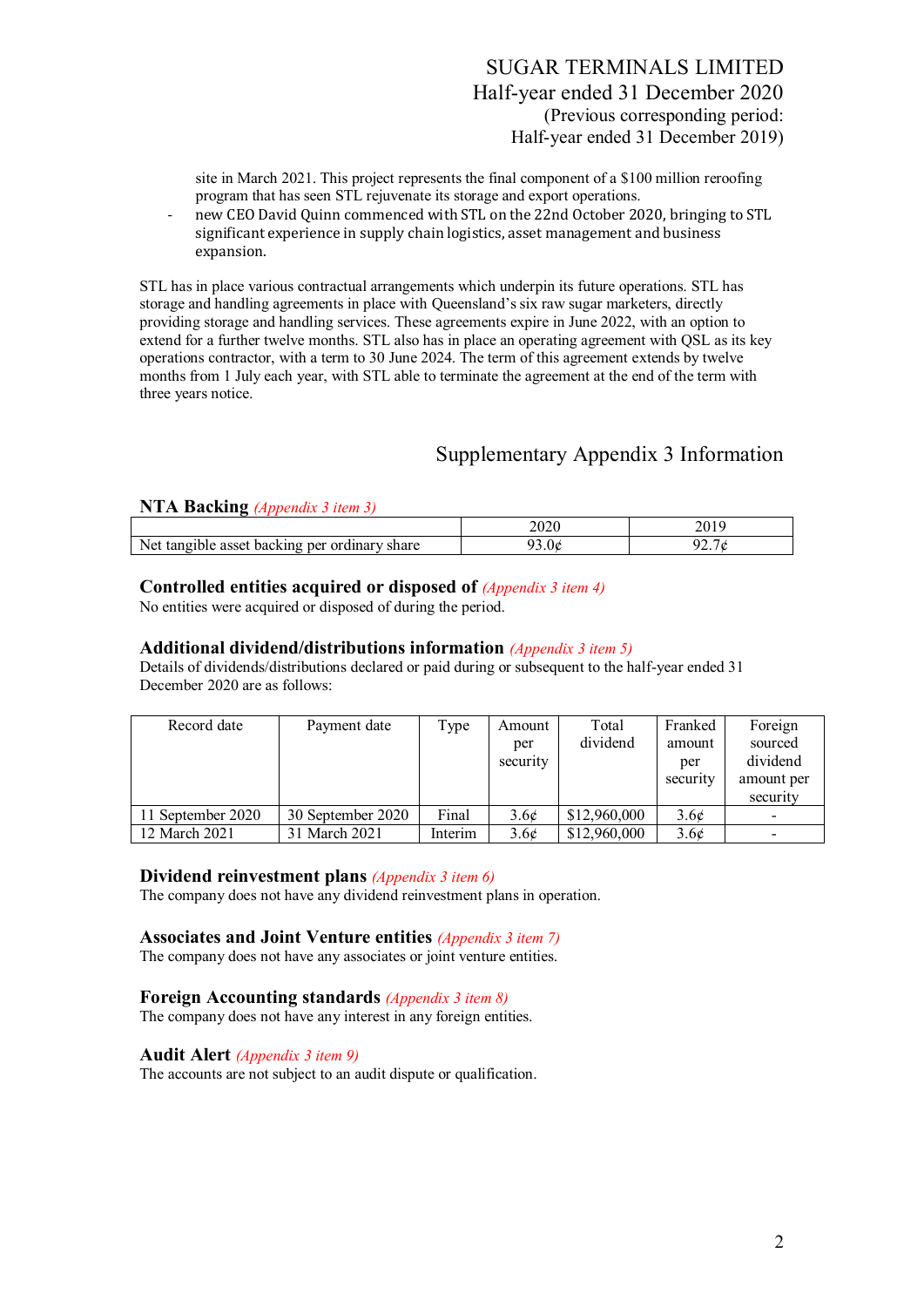site in March 2021. This project represents the final component of a $100 million reroofing program that has seen STL rejuvenate its storage and export operations.

- new CEO David Quinn commenced with STL on the 22nd October 2020, bringing to STL significant experience in supply chain logistics, asset management and business expansion.

STL has in place various contractual arrangements which underpin its future operations. STL has storage and handling agreements in place with Queensland's six raw sugar marketers, directly providing storage and handling services. These agreements expire in June 2022, with an option to extend for a further twelve months. STL also has in place an operating agreement with QSL as its key operations contractor, with a term to 30 June 2024. The term of this agreement extends by twelve months from 1 July each year, with STL able to terminate the agreement at the end of the term with three years notice.

## Supplementary Appendix 3 Information

### NTA Backing *(Appendix 3 item 3)*

| | 2020 | 2019 |
|---|---|---|
| Net tangible asset backing per ordinary share | 93.0¢ | 92.7¢ |

### Controlled entities acquired or disposed of *(Appendix 3 item 4)*

No entities were acquired or disposed of during the period.

### Additional dividend/distributions information *(Appendix 3 item 5)*

Details of dividends/distributions declared or paid during or subsequent to the half-year ended 31 December 2020 are as follows:

| Record date | Payment date | Type | Amount per security | Total dividend | Franked amount per security | Foreign sourced dividend amount per security |
|---|---|---|---|---|---|---|
| 11 September 2020 | 30 September 2020 | Final | 3.6¢ | $12,960,000 | 3.6¢ | - |
| 12 March 2021 | 31 March 2021 | Interim | 3.6¢ | $12,960,000 | 3.6¢ | - |

### Dividend reinvestment plans *(Appendix 3 item 6)*

The company does not have any dividend reinvestment plans in operation.

### Associates and Joint Venture entities *(Appendix 3 item 7)*

The company does not have any associates or joint venture entities.

### Foreign Accounting standards *(Appendix 3 item 8)*

The company does not have any interest in any foreign entities.

### Audit Alert *(Appendix 3 item 9)*

The accounts are not subject to an audit dispute or qualification.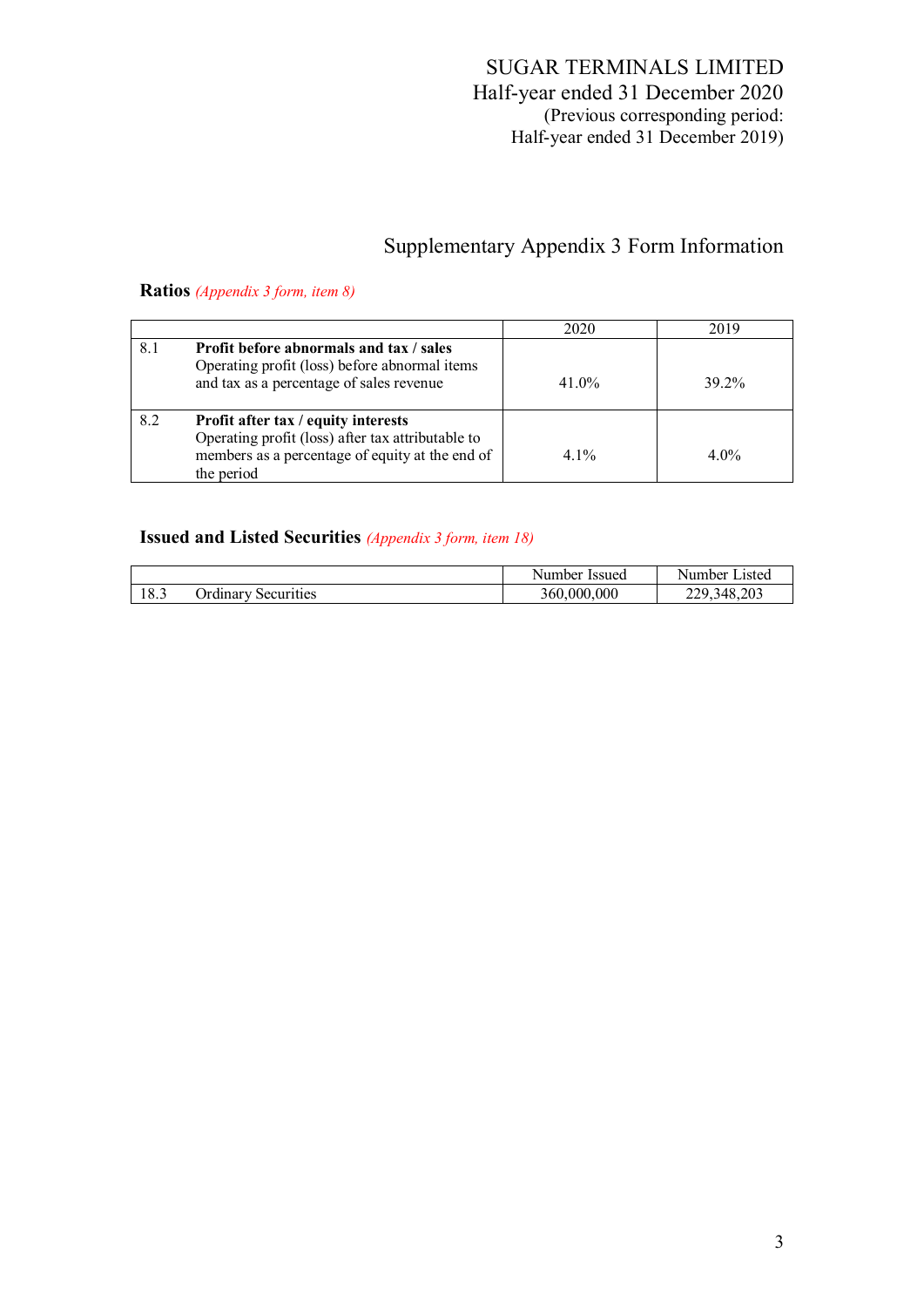SUGAR TERMINALS LIMITED
Half-year ended 31 December 2020
(Previous corresponding period:
Half-year ended 31 December 2019)

# Supplementary Appendix 3 Form Information

## Ratios *(Appendix 3 form, item 8)*

| | | 2020 | 2019 |
|---|---|---|---|
| 8.1 | **Profit before abnormals and tax / sales** Operating profit (loss) before abnormal items and tax as a percentage of sales revenue | 41.0% | 39.2% |
| 8.2 | **Profit after tax / equity interests** Operating profit (loss) after tax attributable to members as a percentage of equity at the end of the period | 4.1% | 4.0% |

## Issued and Listed Securities *(Appendix 3 form, item 18)*

| | | Number Issued | Number Listed |
|---|---|---|---|
| 18.3 | Ordinary Securities | 360,000,000 | 229,348,203 |